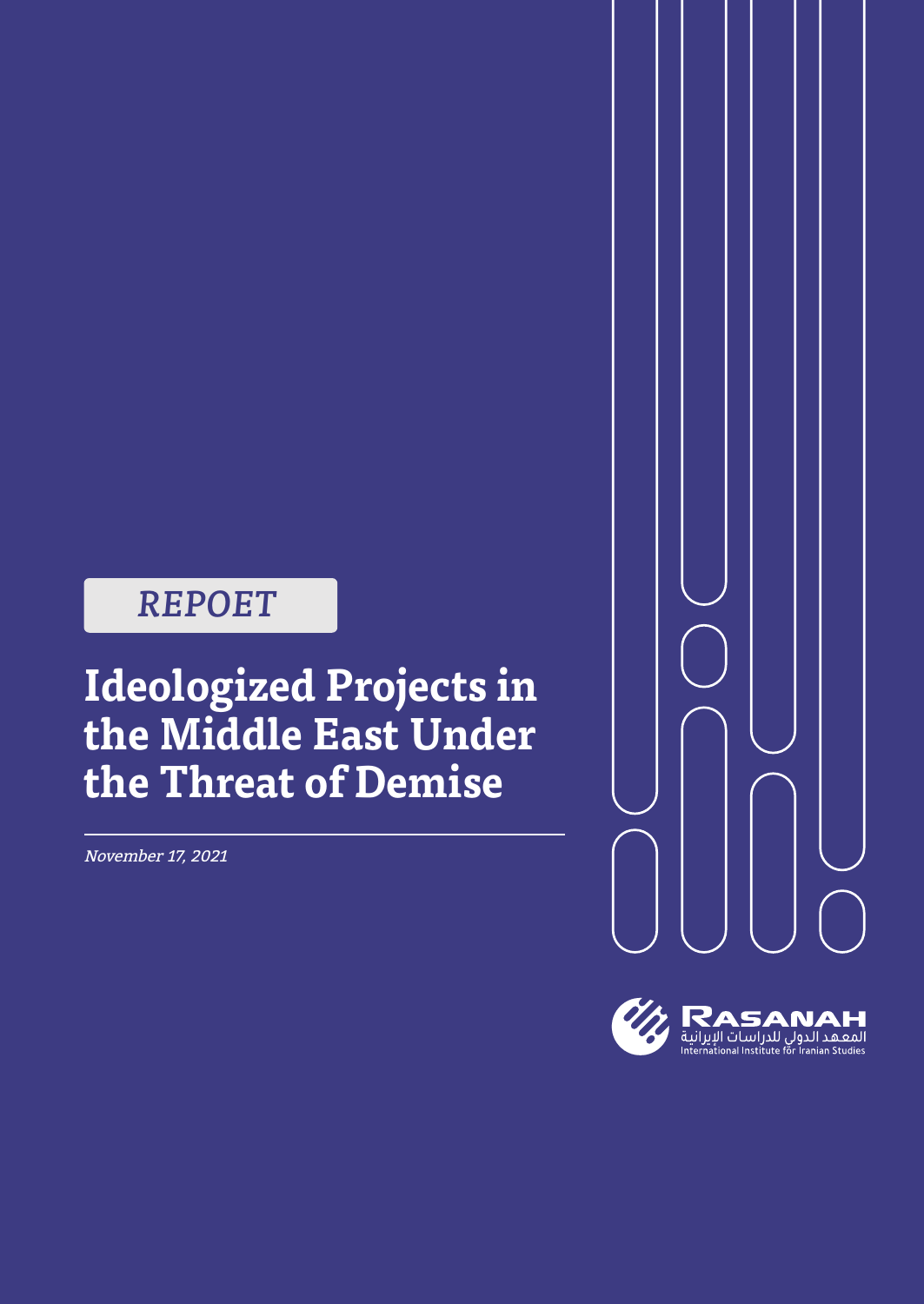*REPOET*

# Ideologized Projects in the Middle East Under the Threat of Demise

*November 17, 2021*

RASANAH

المعهد الدولي للدراسات الإيرانية

International Institute for Iranian Studies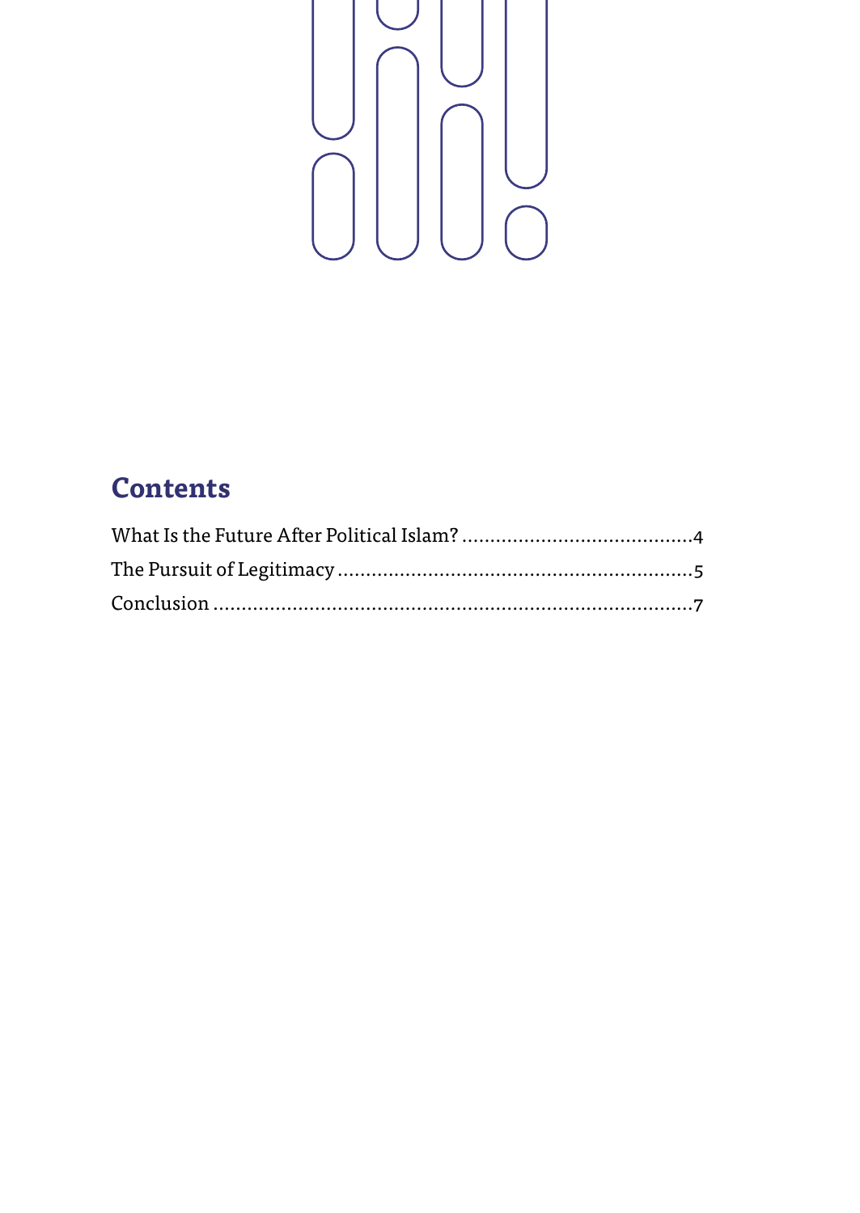## Contents

What Is the Future After Political Islam? ........................................4

The Pursuit of Legitimacy ..............................................................5

Conclusion ....................................................................................7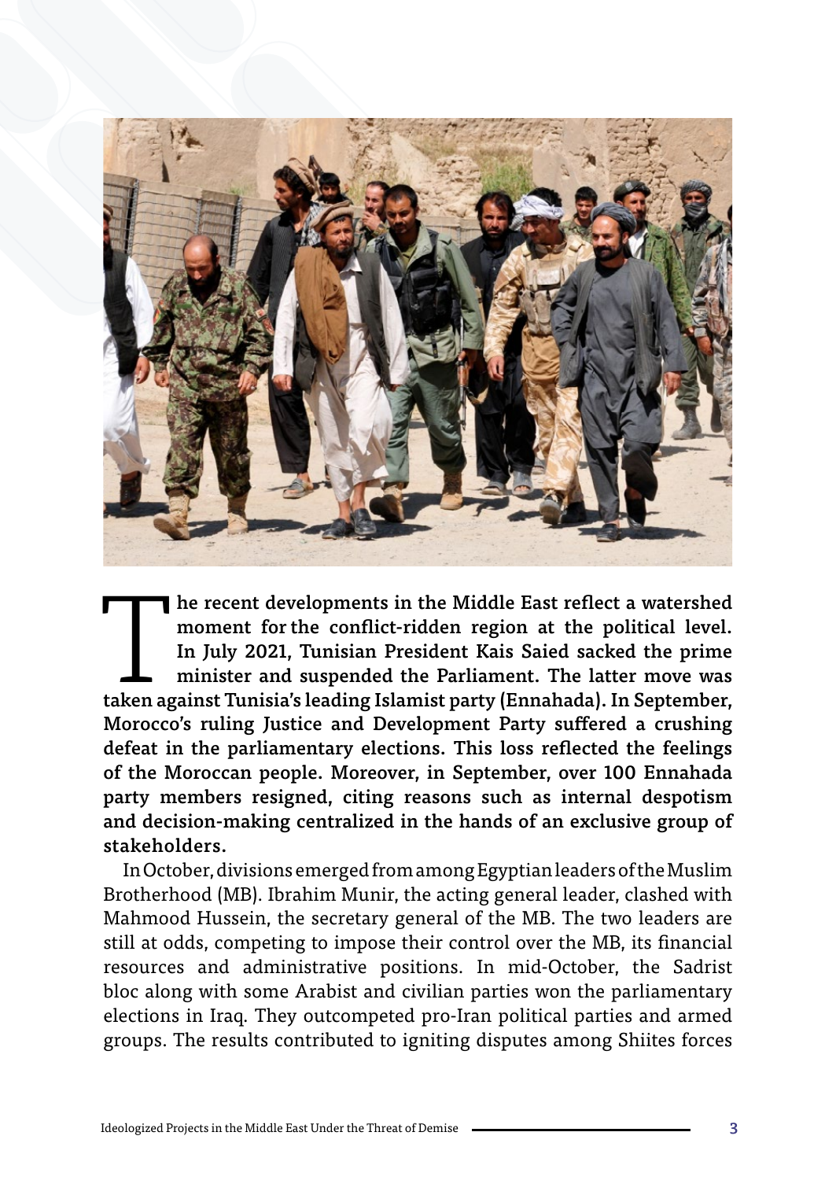**The recent developments in the Middle East reflect a watershed moment for the conflict-ridden region at the political level. In July 2021, Tunisian President Kais Saied sacked the prime minister and suspended the Parliament. The latter move was taken against Tunisia's leading Islamist party (Ennahada). In September, Morocco's ruling Justice and Development Party suffered a crushing defeat in the parliamentary elections. This loss reflected the feelings of the Moroccan people. Moreover, in September, over 100 Ennahada party members resigned, citing reasons such as internal despotism and decision-making centralized in the hands of an exclusive group of stakeholders.**

In October, divisions emerged from among Egyptian leaders of the Muslim Brotherhood (MB). Ibrahim Munir, the acting general leader, clashed with Mahmood Hussein, the secretary general of the MB. The two leaders are still at odds, competing to impose their control over the MB, its financial resources and administrative positions. In mid-October, the Sadrist bloc along with some Arabist and civilian parties won the parliamentary elections in Iraq. They outcompeted pro-Iran political parties and armed groups. The results contributed to igniting disputes among Shiites forces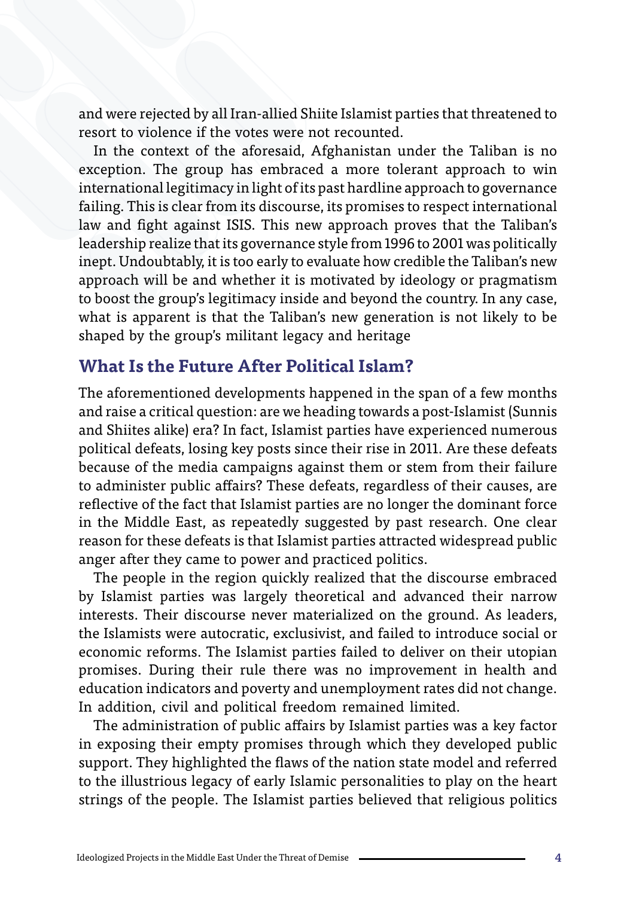and were rejected by all Iran-allied Shiite Islamist parties that threatened to resort to violence if the votes were not recounted.

In the context of the aforesaid, Afghanistan under the Taliban is no exception. The group has embraced a more tolerant approach to win international legitimacy in light of its past hardline approach to governance failing. This is clear from its discourse, its promises to respect international law and fight against ISIS. This new approach proves that the Taliban's leadership realize that its governance style from 1996 to 2001 was politically inept. Undoubtably, it is too early to evaluate how credible the Taliban's new approach will be and whether it is motivated by ideology or pragmatism to boost the group's legitimacy inside and beyond the country. In any case, what is apparent is that the Taliban's new generation is not likely to be shaped by the group's militant legacy and heritage

## What Is the Future After Political Islam?

The aforementioned developments happened in the span of a few months and raise a critical question: are we heading towards a post-Islamist (Sunnis and Shiites alike) era? In fact, Islamist parties have experienced numerous political defeats, losing key posts since their rise in 2011. Are these defeats because of the media campaigns against them or stem from their failure to administer public affairs? These defeats, regardless of their causes, are reflective of the fact that Islamist parties are no longer the dominant force in the Middle East, as repeatedly suggested by past research. One clear reason for these defeats is that Islamist parties attracted widespread public anger after they came to power and practiced politics.

The people in the region quickly realized that the discourse embraced by Islamist parties was largely theoretical and advanced their narrow interests. Their discourse never materialized on the ground. As leaders, the Islamists were autocratic, exclusivist, and failed to introduce social or economic reforms. The Islamist parties failed to deliver on their utopian promises. During their rule there was no improvement in health and education indicators and poverty and unemployment rates did not change. In addition, civil and political freedom remained limited.

The administration of public affairs by Islamist parties was a key factor in exposing their empty promises through which they developed public support. They highlighted the flaws of the nation state model and referred to the illustrious legacy of early Islamic personalities to play on the heart strings of the people. The Islamist parties believed that religious politics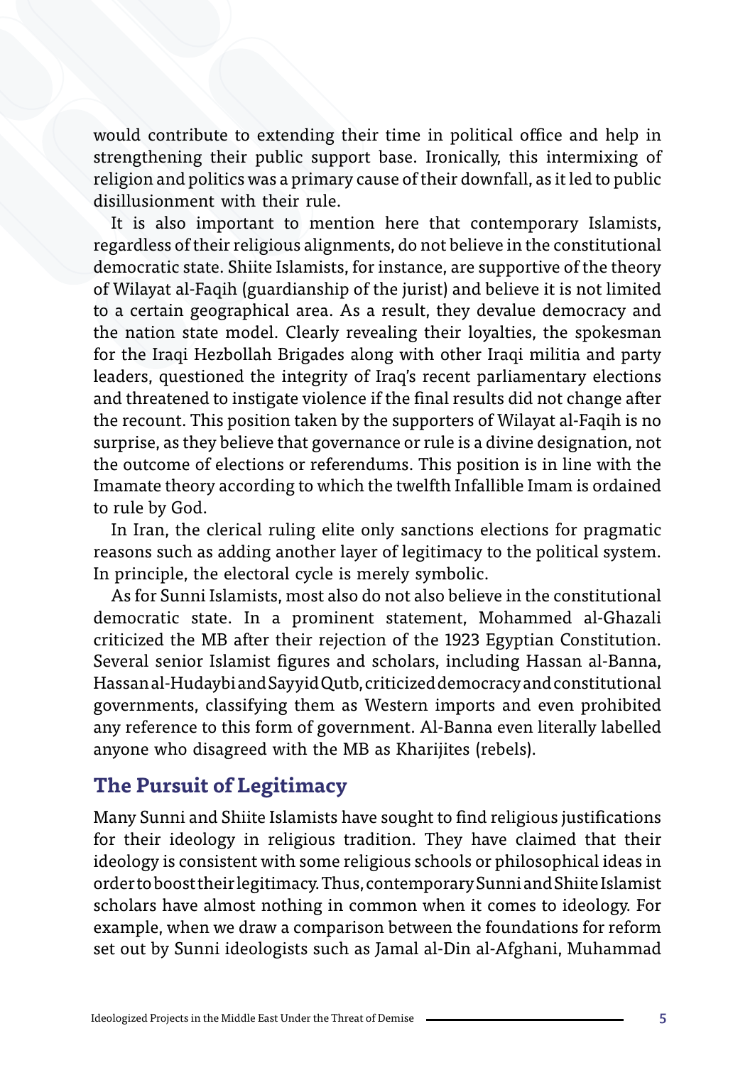would contribute to extending their time in political office and help in strengthening their public support base. Ironically, this intermixing of religion and politics was a primary cause of their downfall, as it led to public disillusionment with their rule.

It is also important to mention here that contemporary Islamists, regardless of their religious alignments, do not believe in the constitutional democratic state. Shiite Islamists, for instance, are supportive of the theory of Wilayat al-Faqih (guardianship of the jurist) and believe it is not limited to a certain geographical area. As a result, they devalue democracy and the nation state model. Clearly revealing their loyalties, the spokesman for the Iraqi Hezbollah Brigades along with other Iraqi militia and party leaders, questioned the integrity of Iraq's recent parliamentary elections and threatened to instigate violence if the final results did not change after the recount. This position taken by the supporters of Wilayat al-Faqih is no surprise, as they believe that governance or rule is a divine designation, not the outcome of elections or referendums. This position is in line with the Imamate theory according to which the twelfth Infallible Imam is ordained to rule by God.

In Iran, the clerical ruling elite only sanctions elections for pragmatic reasons such as adding another layer of legitimacy to the political system. In principle, the electoral cycle is merely symbolic.

As for Sunni Islamists, most also do not also believe in the constitutional democratic state. In a prominent statement, Mohammed al-Ghazali criticized the MB after their rejection of the 1923 Egyptian Constitution. Several senior Islamist figures and scholars, including Hassan al-Banna, Hassan al-Hudaybi and Sayyid Qutb, criticized democracy and constitutional governments, classifying them as Western imports and even prohibited any reference to this form of government. Al-Banna even literally labelled anyone who disagreed with the MB as Kharijites (rebels).

## The Pursuit of Legitimacy

Many Sunni and Shiite Islamists have sought to find religious justifications for their ideology in religious tradition. They have claimed that their ideology is consistent with some religious schools or philosophical ideas in order to boost their legitimacy. Thus, contemporary Sunni and Shiite Islamist scholars have almost nothing in common when it comes to ideology. For example, when we draw a comparison between the foundations for reform set out by Sunni ideologists such as Jamal al-Din al-Afghani, Muhammad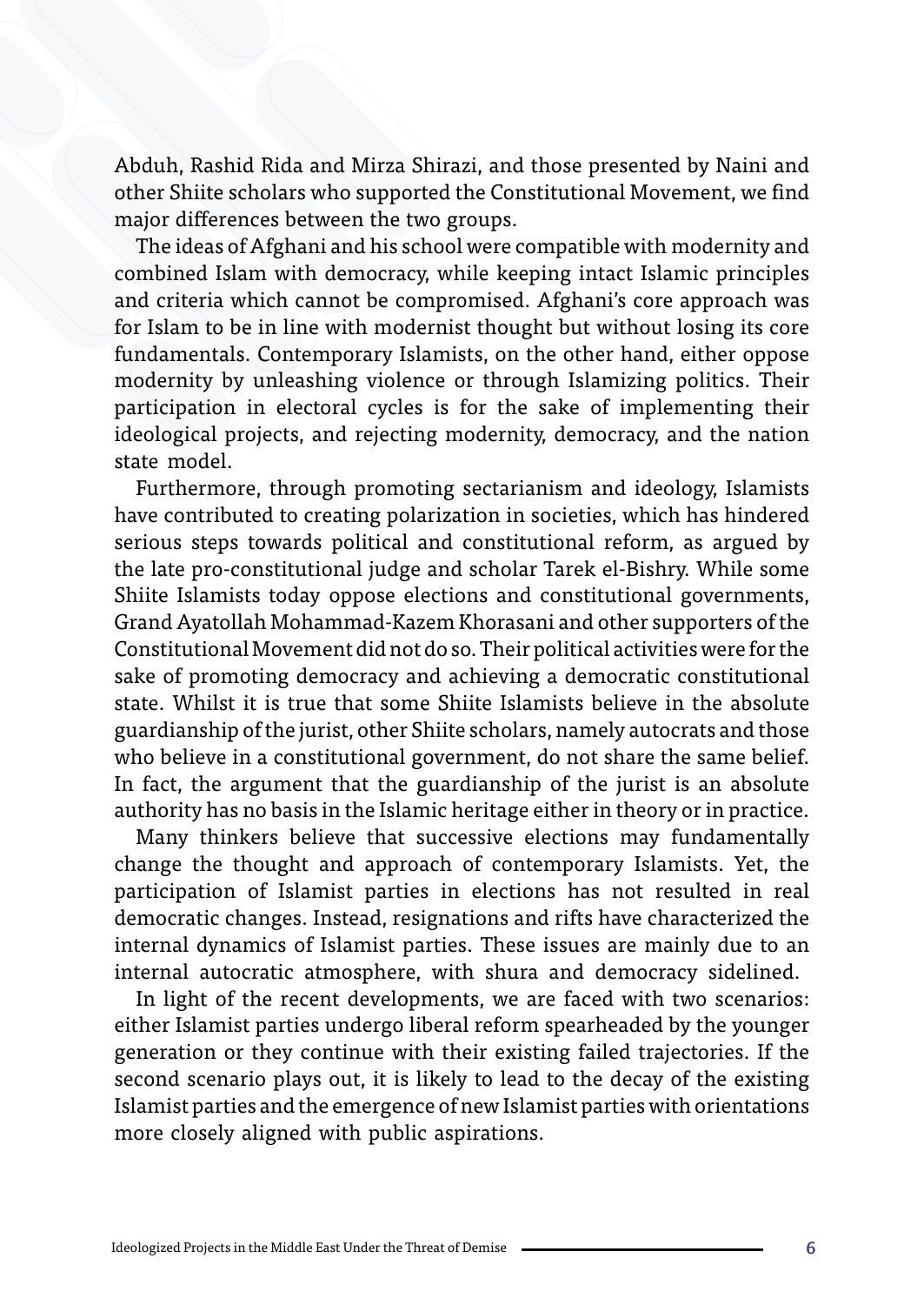Abduh, Rashid Rida and Mirza Shirazi, and those presented by Naini and other Shiite scholars who supported the Constitutional Movement, we find major differences between the two groups.

The ideas of Afghani and his school were compatible with modernity and combined Islam with democracy, while keeping intact Islamic principles and criteria which cannot be compromised. Afghani's core approach was for Islam to be in line with modernist thought but without losing its core fundamentals. Contemporary Islamists, on the other hand, either oppose modernity by unleashing violence or through Islamizing politics. Their participation in electoral cycles is for the sake of implementing their ideological projects, and rejecting modernity, democracy, and the nation state model.

Furthermore, through promoting sectarianism and ideology, Islamists have contributed to creating polarization in societies, which has hindered serious steps towards political and constitutional reform, as argued by the late pro-constitutional judge and scholar Tarek el-Bishry. While some Shiite Islamists today oppose elections and constitutional governments, Grand Ayatollah Mohammad-Kazem Khorasani and other supporters of the Constitutional Movement did not do so. Their political activities were for the sake of promoting democracy and achieving a democratic constitutional state. Whilst it is true that some Shiite Islamists believe in the absolute guardianship of the jurist, other Shiite scholars, namely autocrats and those who believe in a constitutional government, do not share the same belief. In fact, the argument that the guardianship of the jurist is an absolute authority has no basis in the Islamic heritage either in theory or in practice.

Many thinkers believe that successive elections may fundamentally change the thought and approach of contemporary Islamists. Yet, the participation of Islamist parties in elections has not resulted in real democratic changes. Instead, resignations and rifts have characterized the internal dynamics of Islamist parties. These issues are mainly due to an internal autocratic atmosphere, with shura and democracy sidelined.

In light of the recent developments, we are faced with two scenarios: either Islamist parties undergo liberal reform spearheaded by the younger generation or they continue with their existing failed trajectories. If the second scenario plays out, it is likely to lead to the decay of the existing Islamist parties and the emergence of new Islamist parties with orientations more closely aligned with public aspirations.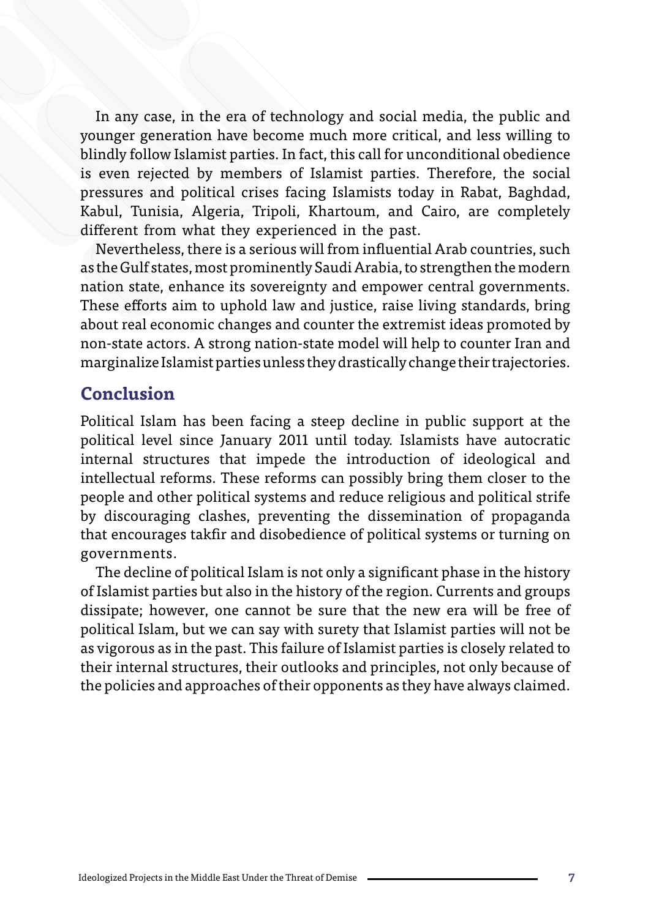In any case, in the era of technology and social media, the public and younger generation have become much more critical, and less willing to blindly follow Islamist parties. In fact, this call for unconditional obedience is even rejected by members of Islamist parties. Therefore, the social pressures and political crises facing Islamists today in Rabat, Baghdad, Kabul, Tunisia, Algeria, Tripoli, Khartoum, and Cairo, are completely different from what they experienced in the past.

Nevertheless, there is a serious will from influential Arab countries, such as the Gulf states, most prominently Saudi Arabia, to strengthen the modern nation state, enhance its sovereignty and empower central governments. These efforts aim to uphold law and justice, raise living standards, bring about real economic changes and counter the extremist ideas promoted by non-state actors. A strong nation-state model will help to counter Iran and marginalize Islamist parties unless they drastically change their trajectories.

## Conclusion

Political Islam has been facing a steep decline in public support at the political level since January 2011 until today. Islamists have autocratic internal structures that impede the introduction of ideological and intellectual reforms. These reforms can possibly bring them closer to the people and other political systems and reduce religious and political strife by discouraging clashes, preventing the dissemination of propaganda that encourages takfir and disobedience of political systems or turning on governments.

The decline of political Islam is not only a significant phase in the history of Islamist parties but also in the history of the region. Currents and groups dissipate; however, one cannot be sure that the new era will be free of political Islam, but we can say with surety that Islamist parties will not be as vigorous as in the past. This failure of Islamist parties is closely related to their internal structures, their outlooks and principles, not only because of the policies and approaches of their opponents as they have always claimed.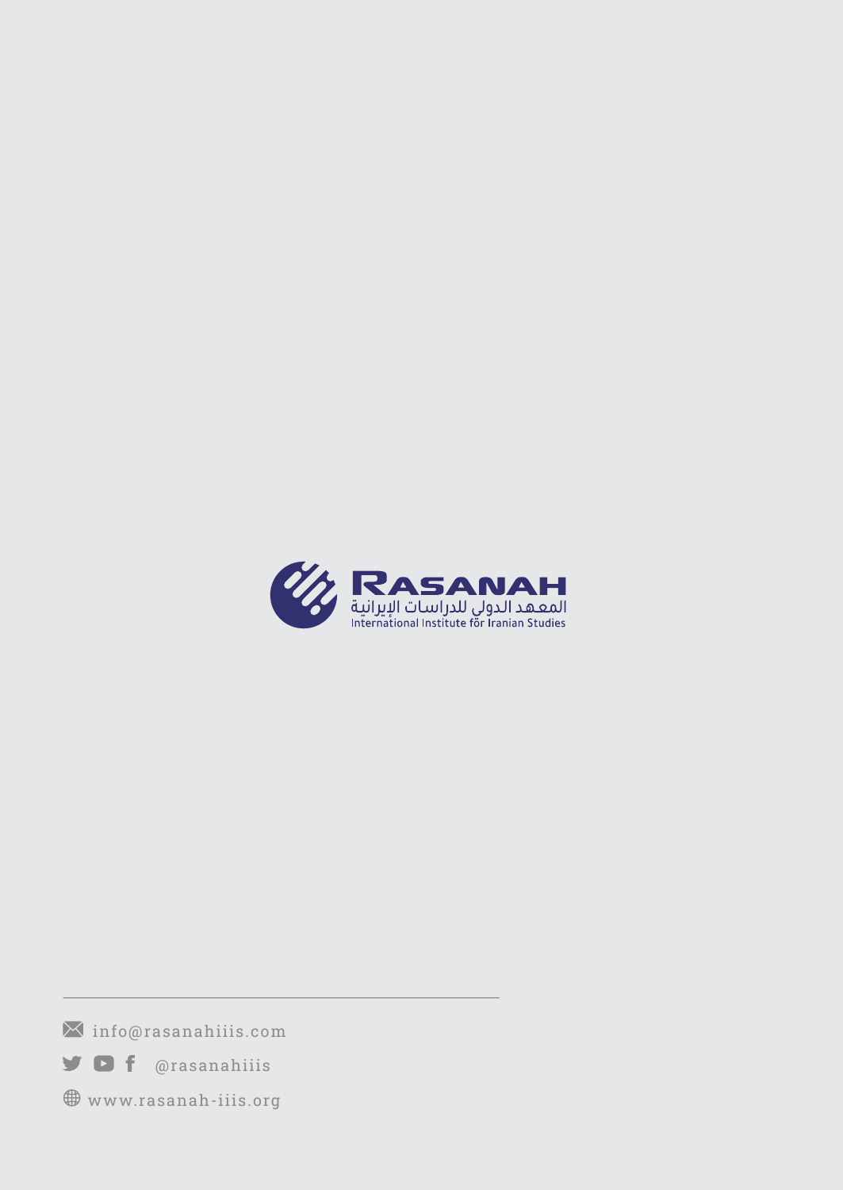RASANAH

المعهد الدولي للدراسات الإيرانية

International Institute for Iranian Studies

info@rasanahiiis.com

@rasanahiiis

www.rasanah-iiis.org